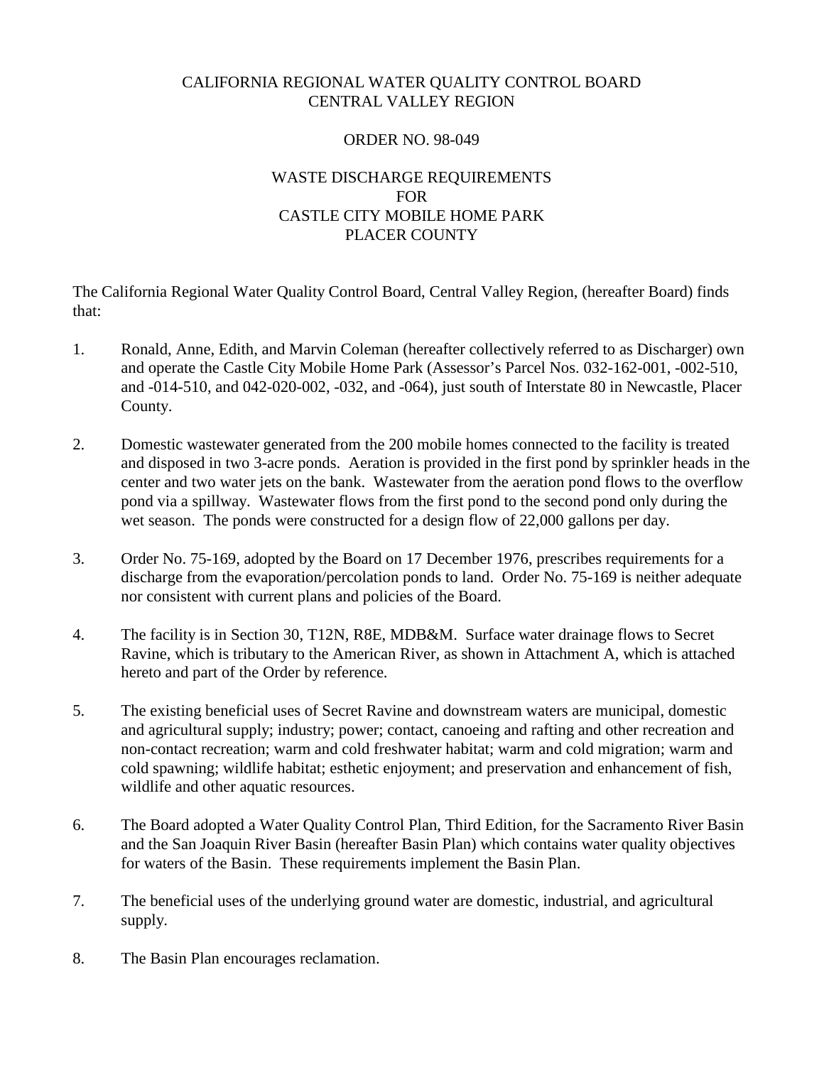CALIFORNIA REGIONAL WATER QUALITY CONTROL BOARD
CENTRAL VALLEY REGION

ORDER NO. 98-049

WASTE DISCHARGE REQUIREMENTS
FOR
CASTLE CITY MOBILE HOME PARK
PLACER COUNTY

The California Regional Water Quality Control Board, Central Valley Region, (hereafter Board) finds that:

1. Ronald, Anne, Edith, and Marvin Coleman (hereafter collectively referred to as Discharger) own and operate the Castle City Mobile Home Park (Assessor's Parcel Nos. 032-162-001, -002-510, and -014-510, and 042-020-002, -032, and -064), just south of Interstate 80 in Newcastle, Placer County.

2. Domestic wastewater generated from the 200 mobile homes connected to the facility is treated and disposed in two 3-acre ponds. Aeration is provided in the first pond by sprinkler heads in the center and two water jets on the bank. Wastewater from the aeration pond flows to the overflow pond via a spillway. Wastewater flows from the first pond to the second pond only during the wet season. The ponds were constructed for a design flow of 22,000 gallons per day.

3. Order No. 75-169, adopted by the Board on 17 December 1976, prescribes requirements for a discharge from the evaporation/percolation ponds to land. Order No. 75-169 is neither adequate nor consistent with current plans and policies of the Board.

4. The facility is in Section 30, T12N, R8E, MDB&M. Surface water drainage flows to Secret Ravine, which is tributary to the American River, as shown in Attachment A, which is attached hereto and part of the Order by reference.

5. The existing beneficial uses of Secret Ravine and downstream waters are municipal, domestic and agricultural supply; industry; power; contact, canoeing and rafting and other recreation and non-contact recreation; warm and cold freshwater habitat; warm and cold migration; warm and cold spawning; wildlife habitat; esthetic enjoyment; and preservation and enhancement of fish, wildlife and other aquatic resources.

6. The Board adopted a Water Quality Control Plan, Third Edition, for the Sacramento River Basin and the San Joaquin River Basin (hereafter Basin Plan) which contains water quality objectives for waters of the Basin. These requirements implement the Basin Plan.

7. The beneficial uses of the underlying ground water are domestic, industrial, and agricultural supply.

8. The Basin Plan encourages reclamation.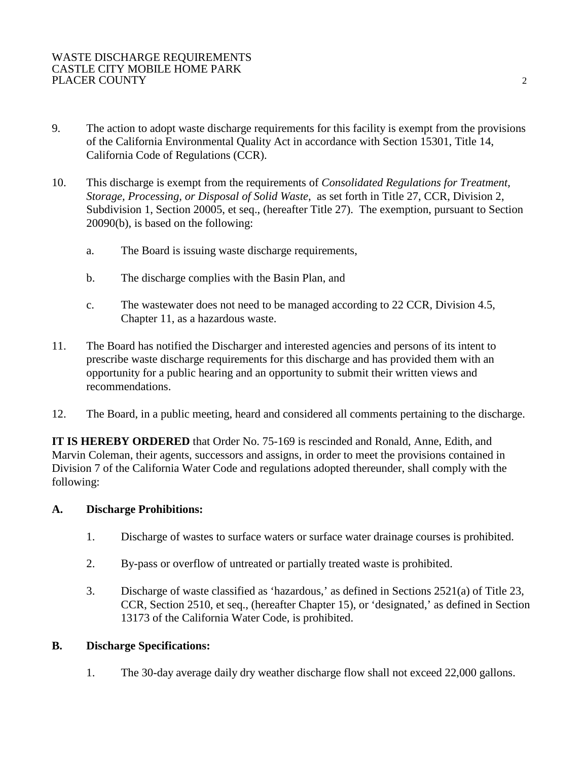9. The action to adopt waste discharge requirements for this facility is exempt from the provisions of the California Environmental Quality Act in accordance with Section 15301, Title 14, California Code of Regulations (CCR).

10. This discharge is exempt from the requirements of *Consolidated Regulations for Treatment, Storage, Processing, or Disposal of Solid Waste*, as set forth in Title 27, CCR, Division 2, Subdivision 1, Section 20005, et seq., (hereafter Title 27). The exemption, pursuant to Section 20090(b), is based on the following:

    a. The Board is issuing waste discharge requirements,

    b. The discharge complies with the Basin Plan, and

    c. The wastewater does not need to be managed according to 22 CCR, Division 4.5, Chapter 11, as a hazardous waste.

11. The Board has notified the Discharger and interested agencies and persons of its intent to prescribe waste discharge requirements for this discharge and has provided them with an opportunity for a public hearing and an opportunity to submit their written views and recommendations.

12. The Board, in a public meeting, heard and considered all comments pertaining to the discharge.

**IT IS HEREBY ORDERED** that Order No. 75-169 is rescinded and Ronald, Anne, Edith, and Marvin Coleman, their agents, successors and assigns, in order to meet the provisions contained in Division 7 of the California Water Code and regulations adopted thereunder, shall comply with the following:

## A. Discharge Prohibitions:

1. Discharge of wastes to surface waters or surface water drainage courses is prohibited.

2. By-pass or overflow of untreated or partially treated waste is prohibited.

3. Discharge of waste classified as 'hazardous,' as defined in Sections 2521(a) of Title 23, CCR, Section 2510, et seq., (hereafter Chapter 15), or 'designated,' as defined in Section 13173 of the California Water Code, is prohibited.

## B. Discharge Specifications:

1. The 30-day average daily dry weather discharge flow shall not exceed 22,000 gallons.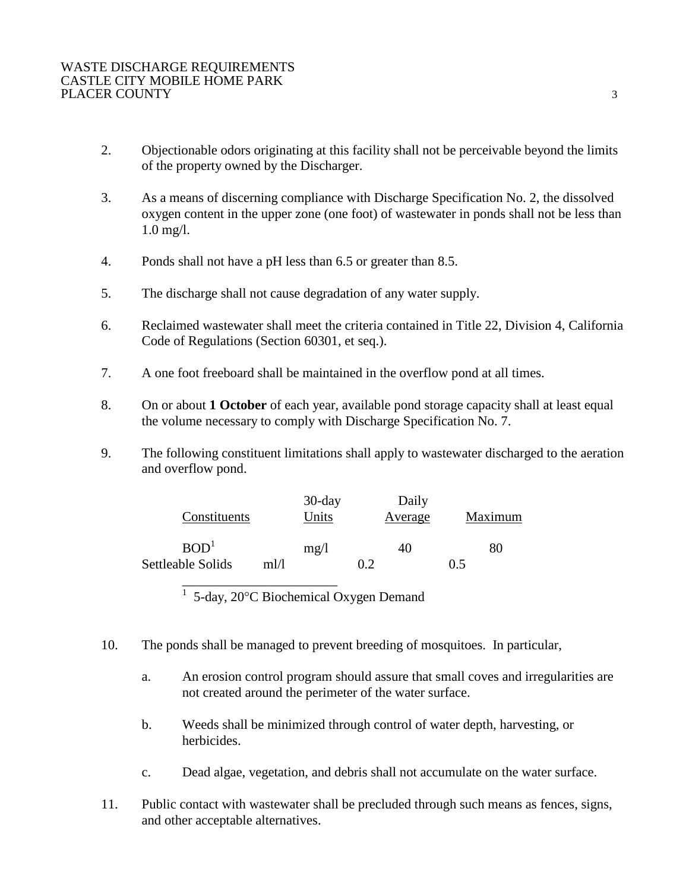2. Objectionable odors originating at this facility shall not be perceivable beyond the limits of the property owned by the Discharger.

3. As a means of discerning compliance with Discharge Specification No. 2, the dissolved oxygen content in the upper zone (one foot) of wastewater in ponds shall not be less than 1.0 mg/l.

4. Ponds shall not have a pH less than 6.5 or greater than 8.5.

5. The discharge shall not cause degradation of any water supply.

6. Reclaimed wastewater shall meet the criteria contained in Title 22, Division 4, California Code of Regulations (Section 60301, et seq.).

7. A one foot freeboard shall be maintained in the overflow pond at all times.

8. On or about **1 October** of each year, available pond storage capacity shall at least equal the volume necessary to comply with Discharge Specification No. 7.

9. The following constituent limitations shall apply to wastewater discharged to the aeration and overflow pond.

| Constituents | Units | 30-day Average | Daily Maximum |
|---|---|---|---|
| BOD[1] | mg/l | 40 | 80 |
| Settleable Solids | ml/l | 0.2 | 0.5 |

[1] 5-day, 20°C Biochemical Oxygen Demand

10. The ponds shall be managed to prevent breeding of mosquitoes. In particular,

    a. An erosion control program should assure that small coves and irregularities are not created around the perimeter of the water surface.

    b. Weeds shall be minimized through control of water depth, harvesting, or herbicides.

    c. Dead algae, vegetation, and debris shall not accumulate on the water surface.

11. Public contact with wastewater shall be precluded through such means as fences, signs, and other acceptable alternatives.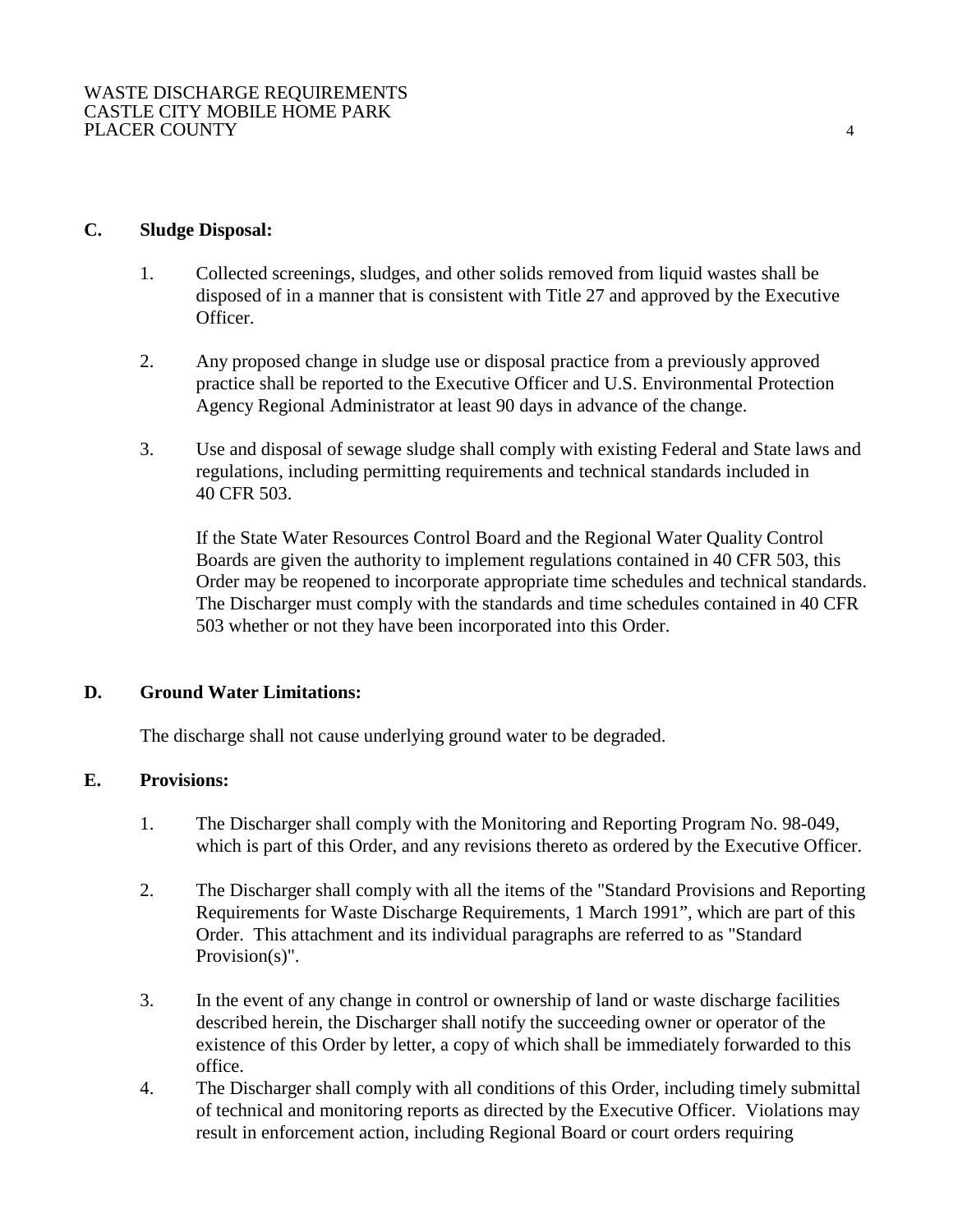**C. Sludge Disposal:**

1. Collected screenings, sludges, and other solids removed from liquid wastes shall be disposed of in a manner that is consistent with Title 27 and approved by the Executive Officer.

2. Any proposed change in sludge use or disposal practice from a previously approved practice shall be reported to the Executive Officer and U.S. Environmental Protection Agency Regional Administrator at least 90 days in advance of the change.

3. Use and disposal of sewage sludge shall comply with existing Federal and State laws and regulations, including permitting requirements and technical standards included in 40 CFR 503.

   If the State Water Resources Control Board and the Regional Water Quality Control Boards are given the authority to implement regulations contained in 40 CFR 503, this Order may be reopened to incorporate appropriate time schedules and technical standards. The Discharger must comply with the standards and time schedules contained in 40 CFR 503 whether or not they have been incorporated into this Order.

**D. Ground Water Limitations:**

The discharge shall not cause underlying ground water to be degraded.

**E. Provisions:**

1. The Discharger shall comply with the Monitoring and Reporting Program No. 98-049, which is part of this Order, and any revisions thereto as ordered by the Executive Officer.

2. The Discharger shall comply with all the items of the "Standard Provisions and Reporting Requirements for Waste Discharge Requirements, 1 March 1991", which are part of this Order. This attachment and its individual paragraphs are referred to as "Standard Provision(s)".

3. In the event of any change in control or ownership of land or waste discharge facilities described herein, the Discharger shall notify the succeeding owner or operator of the existence of this Order by letter, a copy of which shall be immediately forwarded to this office.

4. The Discharger shall comply with all conditions of this Order, including timely submittal of technical and monitoring reports as directed by the Executive Officer. Violations may result in enforcement action, including Regional Board or court orders requiring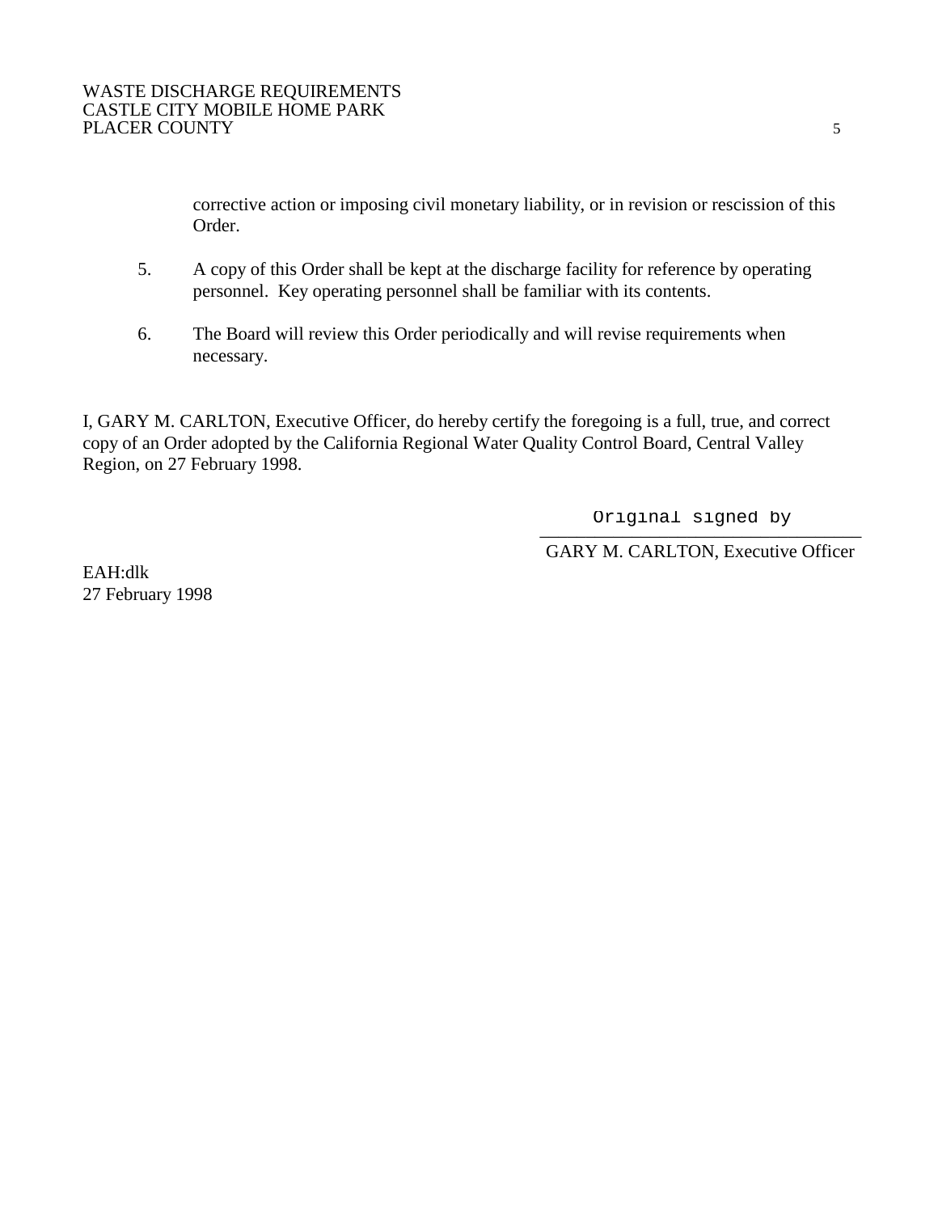corrective action or imposing civil monetary liability, or in revision or rescission of this Order.

5. A copy of this Order shall be kept at the discharge facility for reference by operating personnel. Key operating personnel shall be familiar with its contents.

6. The Board will review this Order periodically and will revise requirements when necessary.

I, GARY M. CARLTON, Executive Officer, do hereby certify the foregoing is a full, true, and correct copy of an Order adopted by the California Regional Water Quality Control Board, Central Valley Region, on 27 February 1998.

Original signed by

GARY M. CARLTON, Executive Officer

EAH:dlk
27 February 1998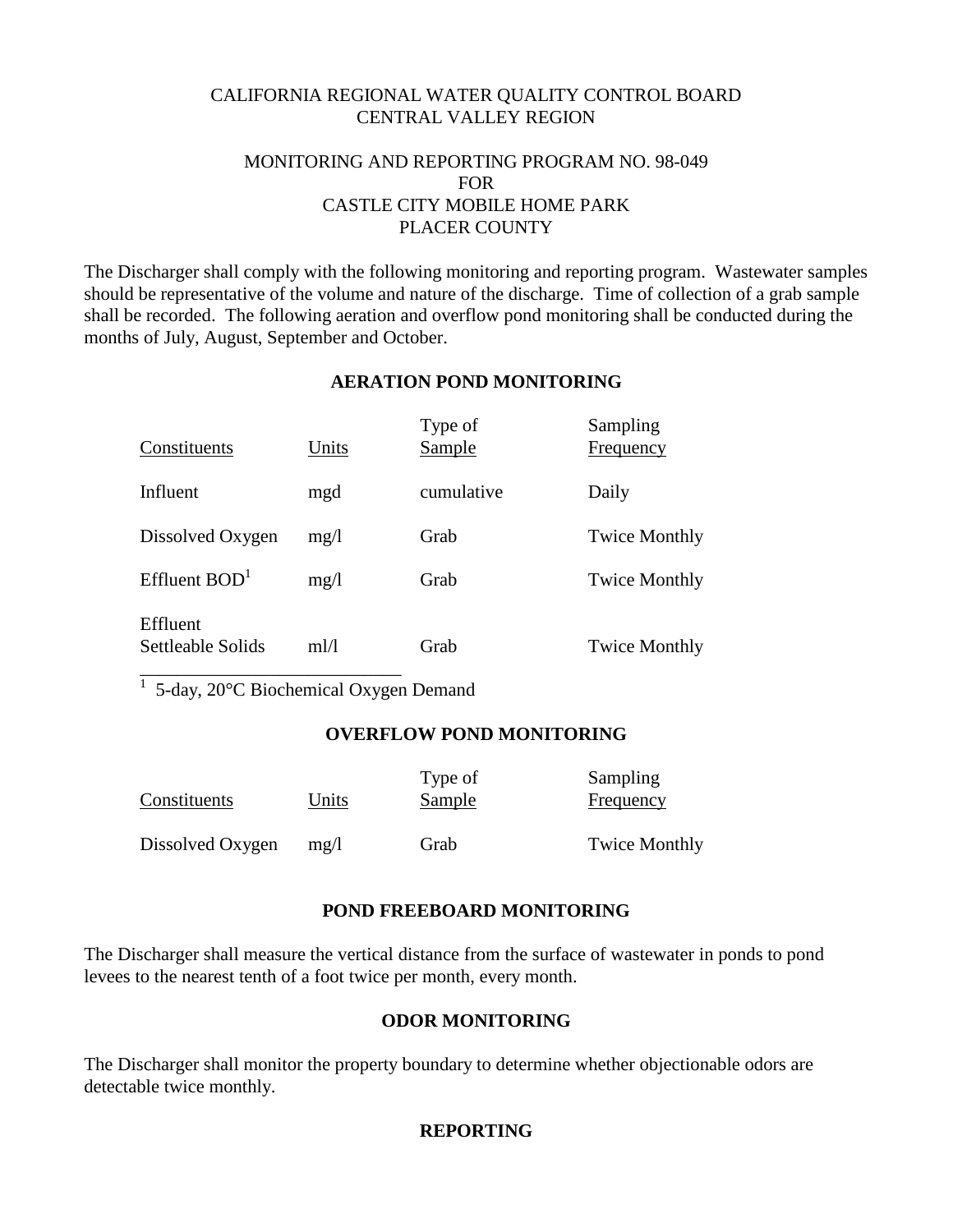CALIFORNIA REGIONAL WATER QUALITY CONTROL BOARD
CENTRAL VALLEY REGION

MONITORING AND REPORTING PROGRAM NO. 98-049
FOR
CASTLE CITY MOBILE HOME PARK
PLACER COUNTY

The Discharger shall comply with the following monitoring and reporting program. Wastewater samples should be representative of the volume and nature of the discharge. Time of collection of a grab sample shall be recorded. The following aeration and overflow pond monitoring shall be conducted during the months of July, August, September and October.

## AERATION POND MONITORING

| Constituents | Units | Type of Sample | Sampling Frequency |
|---|---|---|---|
| Influent | mgd | cumulative | Daily |
| Dissolved Oxygen | mg/l | Grab | Twice Monthly |
| Effluent BOD[1] | mg/l | Grab | Twice Monthly |
| Effluent Settleable Solids | ml/l | Grab | Twice Monthly |

[1] 5-day, 20°C Biochemical Oxygen Demand

## OVERFLOW POND MONITORING

| Constituents | Units | Type of Sample | Sampling Frequency |
|---|---|---|---|
| Dissolved Oxygen | mg/l | Grab | Twice Monthly |

## POND FREEBOARD MONITORING

The Discharger shall measure the vertical distance from the surface of wastewater in ponds to pond levees to the nearest tenth of a foot twice per month, every month.

## ODOR MONITORING

The Discharger shall monitor the property boundary to determine whether objectionable odors are detectable twice monthly.

## REPORTING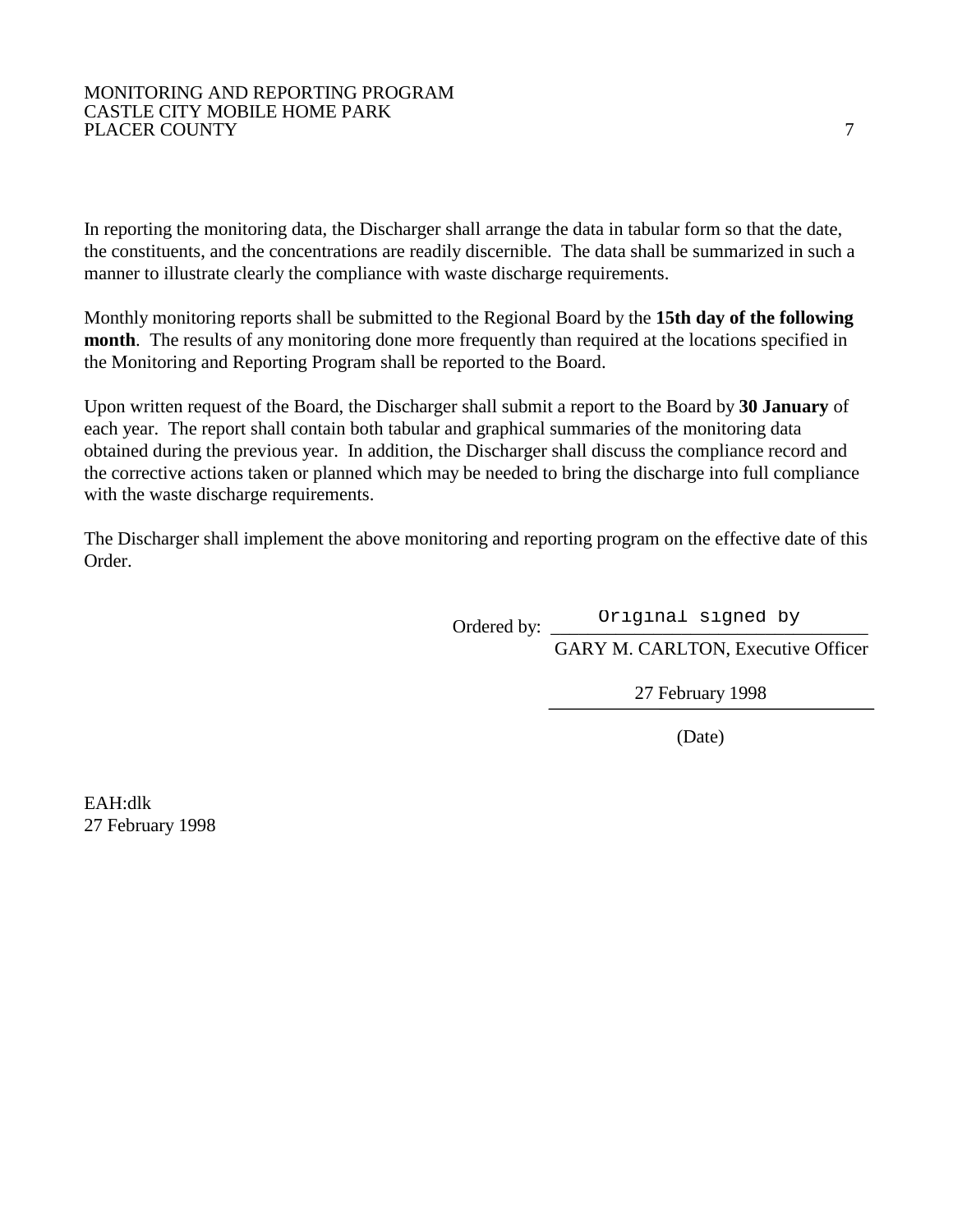In reporting the monitoring data, the Discharger shall arrange the data in tabular form so that the date, the constituents, and the concentrations are readily discernible. The data shall be summarized in such a manner to illustrate clearly the compliance with waste discharge requirements.

Monthly monitoring reports shall be submitted to the Regional Board by the **15th day of the following month**. The results of any monitoring done more frequently than required at the locations specified in the Monitoring and Reporting Program shall be reported to the Board.

Upon written request of the Board, the Discharger shall submit a report to the Board by **30 January** of each year. The report shall contain both tabular and graphical summaries of the monitoring data obtained during the previous year. In addition, the Discharger shall discuss the compliance record and the corrective actions taken or planned which may be needed to bring the discharge into full compliance with the waste discharge requirements.

The Discharger shall implement the above monitoring and reporting program on the effective date of this Order.

Ordered by: Original signed by
GARY M. CARLTON, Executive Officer

27 February 1998
(Date)

EAH:dlk
27 February 1998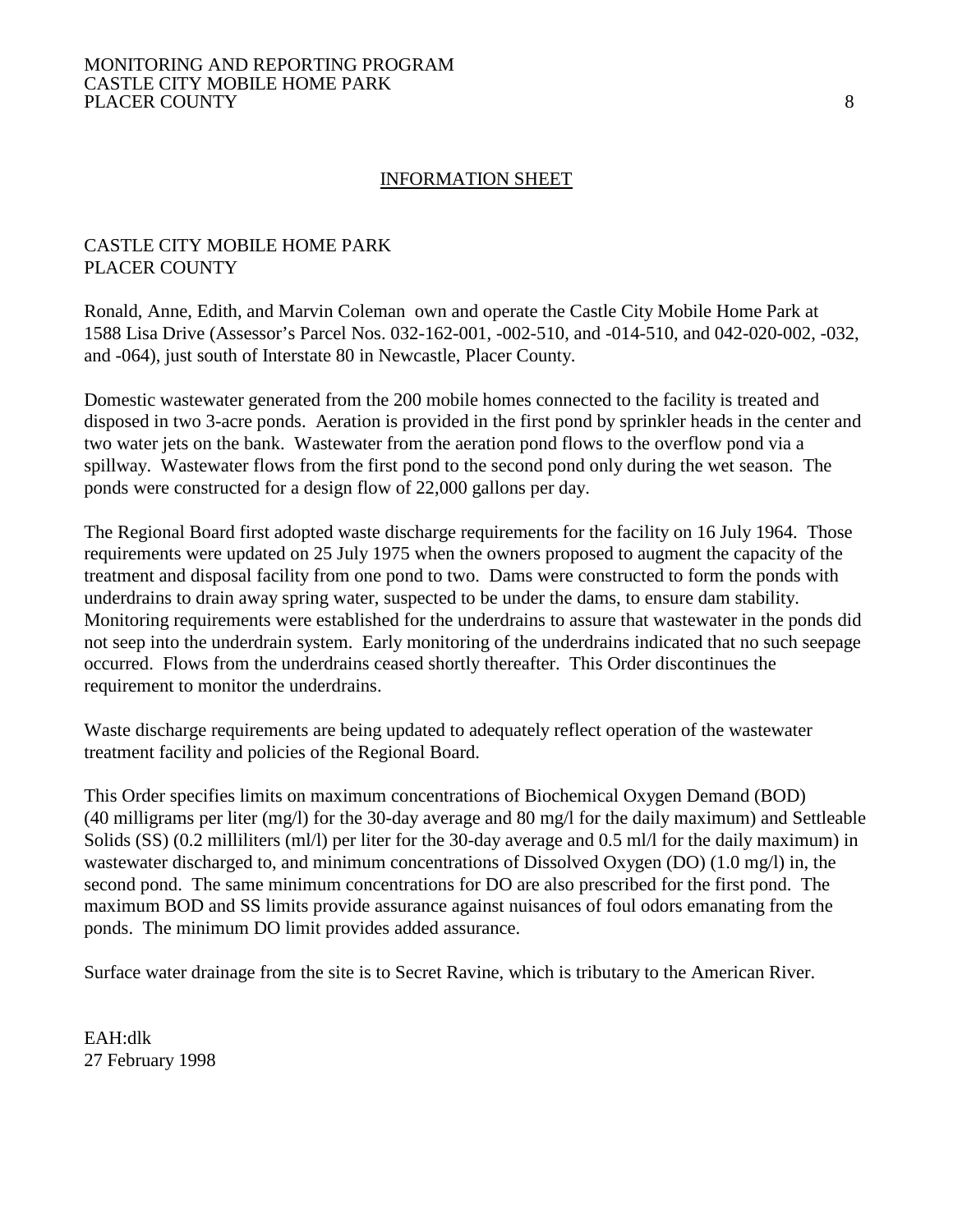## INFORMATION SHEET

CASTLE CITY MOBILE HOME PARK
PLACER COUNTY

Ronald, Anne, Edith, and Marvin Coleman own and operate the Castle City Mobile Home Park at 1588 Lisa Drive (Assessor's Parcel Nos. 032-162-001, -002-510, and -014-510, and 042-020-002, -032, and -064), just south of Interstate 80 in Newcastle, Placer County.

Domestic wastewater generated from the 200 mobile homes connected to the facility is treated and disposed in two 3-acre ponds. Aeration is provided in the first pond by sprinkler heads in the center and two water jets on the bank. Wastewater from the aeration pond flows to the overflow pond via a spillway. Wastewater flows from the first pond to the second pond only during the wet season. The ponds were constructed for a design flow of 22,000 gallons per day.

The Regional Board first adopted waste discharge requirements for the facility on 16 July 1964. Those requirements were updated on 25 July 1975 when the owners proposed to augment the capacity of the treatment and disposal facility from one pond to two. Dams were constructed to form the ponds with underdrains to drain away spring water, suspected to be under the dams, to ensure dam stability. Monitoring requirements were established for the underdrains to assure that wastewater in the ponds did not seep into the underdrain system. Early monitoring of the underdrains indicated that no such seepage occurred. Flows from the underdrains ceased shortly thereafter. This Order discontinues the requirement to monitor the underdrains.

Waste discharge requirements are being updated to adequately reflect operation of the wastewater treatment facility and policies of the Regional Board.

This Order specifies limits on maximum concentrations of Biochemical Oxygen Demand (BOD) (40 milligrams per liter (mg/l) for the 30-day average and 80 mg/l for the daily maximum) and Settleable Solids (SS) (0.2 milliliters (ml/l) per liter for the 30-day average and 0.5 ml/l for the daily maximum) in wastewater discharged to, and minimum concentrations of Dissolved Oxygen (DO) (1.0 mg/l) in, the second pond. The same minimum concentrations for DO are also prescribed for the first pond. The maximum BOD and SS limits provide assurance against nuisances of foul odors emanating from the ponds. The minimum DO limit provides added assurance.

Surface water drainage from the site is to Secret Ravine, which is tributary to the American River.

EAH:dlk
27 February 1998